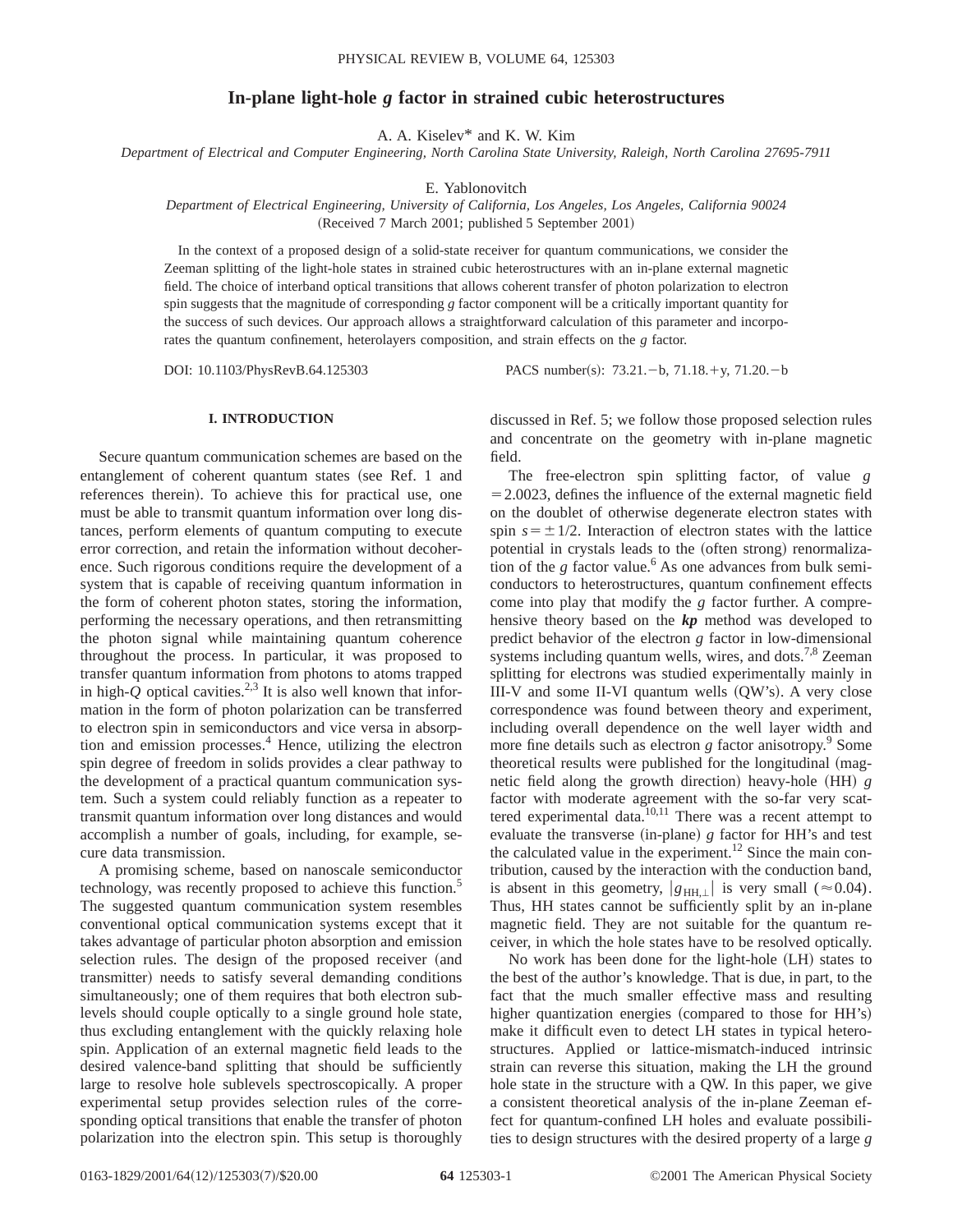# In-plane light-hole $g$ factor in strained cubic heterostructures

A. A. Kiselev* and K. W. Kim

*Department of Electrical and Computer Engineering, North Carolina State University, Raleigh, North Carolina 27695-7911*

E. Yablonovitch

*Department of Electrical Engineering, University of California, Los Angeles, Los Angeles, California 90024*

(Received 7 March 2001; published 5 September 2001)

In the context of a proposed design of a solid-state receiver for quantum communications, we consider the Zeeman splitting of the light-hole states in strained cubic heterostructures with an in-plane external magnetic field. The choice of interband optical transitions that allows coherent transfer of photon polarization to electron spin suggests that the magnitude of corresponding $g$ factor component will be a critically important quantity for the success of such devices. Our approach allows a straightforward calculation of this parameter and incorporates the quantum confinement, heterolayers composition, and strain effects on the $g$ factor.

DOI: 10.1103/PhysRevB.64.125303 PACS number(s): 73.21.−b, 71.18.+y, 71.20.−b

## I. INTRODUCTION

Secure quantum communication schemes are based on the entanglement of coherent quantum states (see Ref. 1 and references therein). To achieve this for practical use, one must be able to transmit quantum information over long distances, perform elements of quantum computing to execute error correction, and retain the information without decoherence. Such rigorous conditions require the development of a system that is capable of receiving quantum information in the form of coherent photon states, storing the information, performing the necessary operations, and then retransmitting the photon signal while maintaining quantum coherence throughout the process. In particular, it was proposed to transfer quantum information from photons to atoms trapped in high-$Q$ optical cavities.[2,3] It is also well known that information in the form of photon polarization can be transferred to electron spin in semiconductors and vice versa in absorption and emission processes.[4] Hence, utilizing the electron spin degree of freedom in solids provides a clear pathway to the development of a practical quantum communication system. Such a system could reliably function as a repeater to transmit quantum information over long distances and would accomplish a number of goals, including, for example, secure data transmission.

A promising scheme, based on nanoscale semiconductor technology, was recently proposed to achieve this function.[5] The suggested quantum communication system resembles conventional optical communication systems except that it takes advantage of particular photon absorption and emission selection rules. The design of the proposed receiver (and transmitter) needs to satisfy several demanding conditions simultaneously; one of them requires that both electron sublevels should couple optically to a single ground hole state, thus excluding entanglement with the quickly relaxing hole spin. Application of an external magnetic field leads to the desired valence-band splitting that should be sufficiently large to resolve hole sublevels spectroscopically. A proper experimental setup provides selection rules of the corresponding optical transitions that enable the transfer of photon polarization into the electron spin. This setup is thoroughly discussed in Ref. 5; we follow those proposed selection rules and concentrate on the geometry with in-plane magnetic field.

The free-electron spin splitting factor, of value $g = 2.0023$, defines the influence of the external magnetic field on the doublet of otherwise degenerate electron states with spin $s = \pm 1/2$. Interaction of electron states with the lattice potential in crystals leads to the (often strong) renormalization of the $g$ factor value.[6] As one advances from bulk semiconductors to heterostructures, quantum confinement effects come into play that modify the $g$ factor further. A comprehensive theory based on the ***kp*** method was developed to predict behavior of the electron $g$ factor in low-dimensional systems including quantum wells, wires, and dots.[7,8] Zeeman splitting for electrons was studied experimentally mainly in III-V and some II-VI quantum wells (QW's). A very close correspondence was found between theory and experiment, including overall dependence on the well layer width and more fine details such as electron $g$ factor anisotropy.[9] Some theoretical results were published for the longitudinal (magnetic field along the growth direction) heavy-hole (HH) $g$ factor with moderate agreement with the so-far very scattered experimental data.[10,11] There was a recent attempt to evaluate the transverse (in-plane) $g$ factor for HH's and test the calculated value in the experiment.[12] Since the main contribution, caused by the interaction with the conduction band, is absent in this geometry, $|g_{\mathrm{HH},\perp}|$ is very small ($\approx 0.04$). Thus, HH states cannot be sufficiently split by an in-plane magnetic field. They are not suitable for the quantum receiver, in which the hole states have to be resolved optically.

No work has been done for the light-hole (LH) states to the best of the author's knowledge. That is due, in part, to the fact that the much smaller effective mass and resulting higher quantization energies (compared to those for HH's) make it difficult even to detect LH states in typical heterostructures. Applied or lattice-mismatch-induced intrinsic strain can reverse this situation, making the LH the ground hole state in the structure with a QW. In this paper, we give a consistent theoretical analysis of the in-plane Zeeman effect for quantum-confined LH holes and evaluate possibilities to design structures with the desired property of a large $g$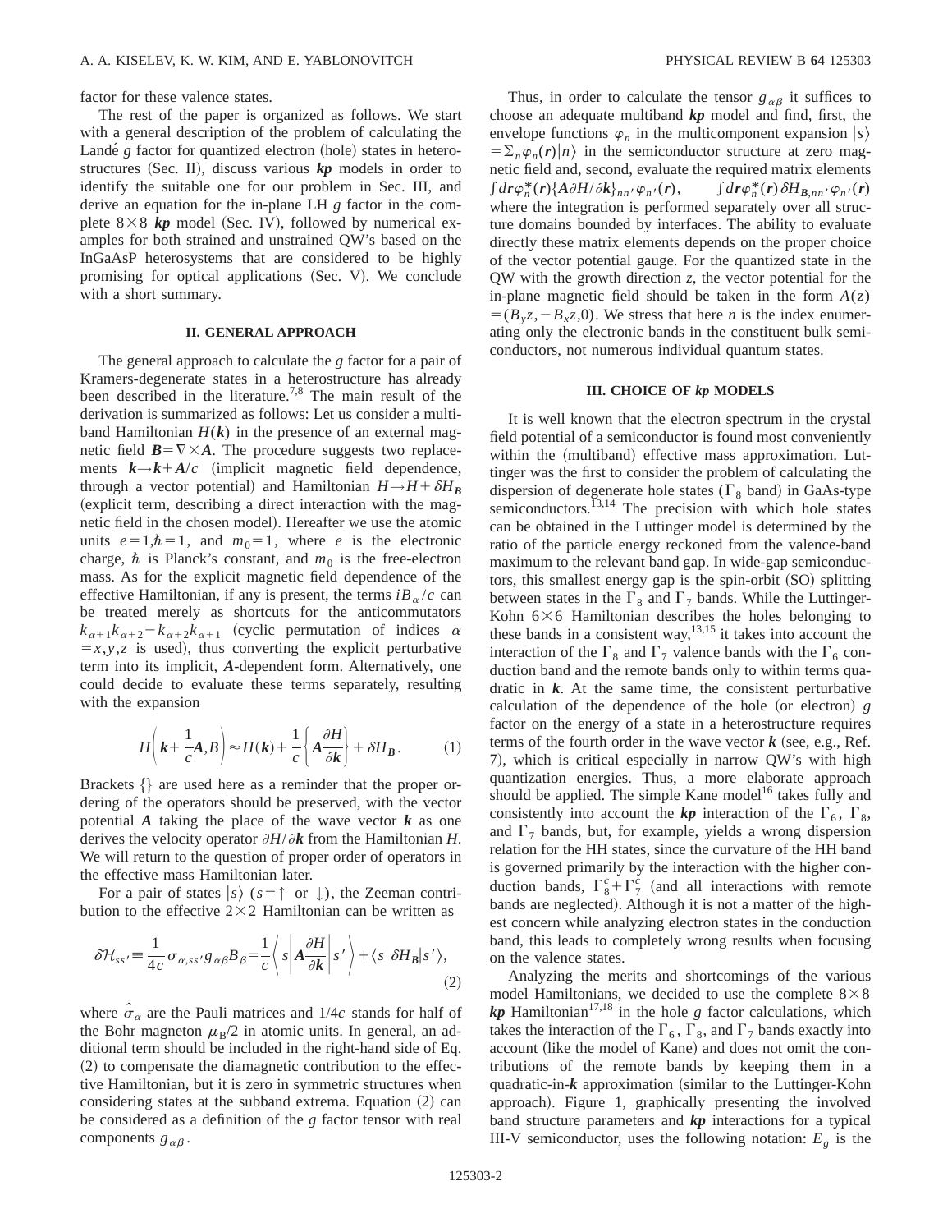factor for these valence states.

The rest of the paper is organized as follows. We start with a general description of the problem of calculating the Landé $g$ factor for quantized electron (hole) states in heterostructures (Sec. II), discuss various $\boldsymbol{kp}$ models in order to identify the suitable one for our problem in Sec. III, and derive an equation for the in-plane LH $g$ factor in the complete $8\times 8$ $\boldsymbol{kp}$ model (Sec. IV), followed by numerical examples for both strained and unstrained QW's based on the InGaAsP heterosystems that are considered to be highly promising for optical applications (Sec. V). We conclude with a short summary.

## II. GENERAL APPROACH

The general approach to calculate the $g$ factor for a pair of Kramers-degenerate states in a heterostructure has already been described in the literature.[7,8] The main result of the derivation is summarized as follows: Let us consider a multiband Hamiltonian $H(\boldsymbol{k})$ in the presence of an external magnetic field $\boldsymbol{B}=\nabla\times\boldsymbol{A}$. The procedure suggests two replacements $\boldsymbol{k}\rightarrow\boldsymbol{k}+\boldsymbol{A}/c$ (implicit magnetic field dependence, through a vector potential) and Hamiltonian $H\rightarrow H+\delta H_{\boldsymbol{B}}$ (explicit term, describing a direct interaction with the magnetic field in the chosen model). Hereafter we use the atomic units $e=1,\hbar=1$, and $m_0=1$, where $e$ is the electronic charge, $\hbar$ is Planck's constant, and $m_0$ is the free-electron mass. As for the explicit magnetic field dependence of the effective Hamiltonian, if any is present, the terms $iB_\alpha/c$ can be treated merely as shortcuts for the anticommutators $k_{\alpha+1}k_{\alpha+2}-k_{\alpha+2}k_{\alpha+1}$ (cyclic permutation of indices $\alpha=x,y,z$ is used), thus converting the explicit perturbative term into its implicit, $\boldsymbol{A}$-dependent form. Alternatively, one could decide to evaluate these terms separately, resulting with the expansion

$$H\left(\boldsymbol{k}+\frac{1}{c}\boldsymbol{A},B\right)\approx H(\boldsymbol{k})+\frac{1}{c}\left\{\boldsymbol{A}\frac{\partial H}{\partial \boldsymbol{k}}\right\}+\delta H_{\boldsymbol{B}}. \tag{1}$$

Brackets {} are used here as a reminder that the proper ordering of the operators should be preserved, with the vector potential $\boldsymbol{A}$ taking the place of the wave vector $\boldsymbol{k}$ as one derives the velocity operator $\partial H/\partial\boldsymbol{k}$ from the Hamiltonian $H$. We will return to the question of proper order of operators in the effective mass Hamiltonian later.

For a pair of states $|s\rangle$ ($s=\uparrow$ or $\downarrow$), the Zeeman contribution to the effective $2\times 2$ Hamiltonian can be written as

$$\delta\mathcal{H}_{ss'}\equiv\frac{1}{4c}\sigma_{\alpha,ss'}g_{\alpha\beta}B_\beta=\frac{1}{c}\left\langle s\left|\boldsymbol{A}\frac{\partial H}{\partial\boldsymbol{k}}\right|s'\right\rangle+\langle s|\delta H_{\boldsymbol{B}}|s'\rangle, \tag{2}$$

where $\hat{\sigma}_\alpha$ are the Pauli matrices and $1/4c$ stands for half of the Bohr magneton $\mu_B/2$ in atomic units. In general, an additional term should be included in the right-hand side of Eq. (2) to compensate the diamagnetic contribution to the effective Hamiltonian, but it is zero in symmetric structures when considering states at the subband extrema. Equation (2) can be considered as a definition of the $g$ factor tensor with real components $g_{\alpha\beta}$.

Thus, in order to calculate the tensor $g_{\alpha\beta}$ it suffices to choose an adequate multiband $\boldsymbol{kp}$ model and find, first, the envelope functions $\varphi_n$ in the multicomponent expansion $|s\rangle=\sum_n\varphi_n(\boldsymbol{r})|n\rangle$ in the semiconductor structure at zero magnetic field and, second, evaluate the required matrix elements $\int d\boldsymbol{r}\varphi_n^*(\boldsymbol{r})\{\boldsymbol{A}\partial H/\partial\boldsymbol{k}\}_{nn'}\varphi_{n'}(\boldsymbol{r})$, $\int d\boldsymbol{r}\varphi_n^*(\boldsymbol{r})\delta H_{\boldsymbol{B},nn'}\varphi_{n'}(\boldsymbol{r})$ where the integration is performed separately over all structure domains bounded by interfaces. The ability to evaluate directly these matrix elements depends on the proper choice of the vector potential gauge. For the quantized state in the QW with the growth direction $z$, the vector potential for the in-plane magnetic field should be taken in the form $A(z)=(B_yz,-B_xz,0)$. We stress that here $n$ is the index enumerating only the electronic bands in the constituent bulk semiconductors, not numerous individual quantum states.

## III. CHOICE OF $kp$ MODELS

It is well known that the electron spectrum in the crystal field potential of a semiconductor is found most conveniently within the (multiband) effective mass approximation. Luttinger was the first to consider the problem of calculating the dispersion of degenerate hole states ($\Gamma_8$ band) in GaAs-type semiconductors.[13,14] The precision with which hole states can be obtained in the Luttinger model is determined by the ratio of the particle energy reckoned from the valence-band maximum to the relevant band gap. In wide-gap semiconductors, this smallest energy gap is the spin-orbit (SO) splitting between states in the $\Gamma_8$ and $\Gamma_7$ bands. While the Luttinger-Kohn $6\times 6$ Hamiltonian describes the holes belonging to these bands in a consistent way,[13,15] it takes into account the interaction of the $\Gamma_8$ and $\Gamma_7$ valence bands with the $\Gamma_6$ conduction band and the remote bands only to within terms quadratic in $\boldsymbol{k}$. At the same time, the consistent perturbative calculation of the dependence of the hole (or electron) $g$ factor on the energy of a state in a heterostructure requires terms of the fourth order in the wave vector $\boldsymbol{k}$ (see, e.g., Ref. 7), which is critical especially in narrow QW's with high quantization energies. Thus, a more elaborate approach should be applied. The simple Kane model[16] takes fully and consistently into account the $\boldsymbol{kp}$ interaction of the $\Gamma_6$, $\Gamma_8$, and $\Gamma_7$ bands, but, for example, yields a wrong dispersion relation for the HH states, since the curvature of the HH band is governed primarily by the interaction with the higher conduction bands, $\Gamma_8^c+\Gamma_7^c$ (and all interactions with remote bands are neglected). Although it is not a matter of the highest concern while analyzing electron states in the conduction band, this leads to completely wrong results when focusing on the valence states.

Analyzing the merits and shortcomings of the various model Hamiltonians, we decided to use the complete $8\times 8$ $\boldsymbol{kp}$ Hamiltonian[17,18] in the hole $g$ factor calculations, which takes the interaction of the $\Gamma_6$, $\Gamma_8$, and $\Gamma_7$ bands exactly into account (like the model of Kane) and does not omit the contributions of the remote bands by keeping them in a quadratic-in-$\boldsymbol{k}$ approximation (similar to the Luttinger-Kohn approach). Figure 1, graphically presenting the involved band structure parameters and $\boldsymbol{kp}$ interactions for a typical III-V semiconductor, uses the following notation: $E_g$ is the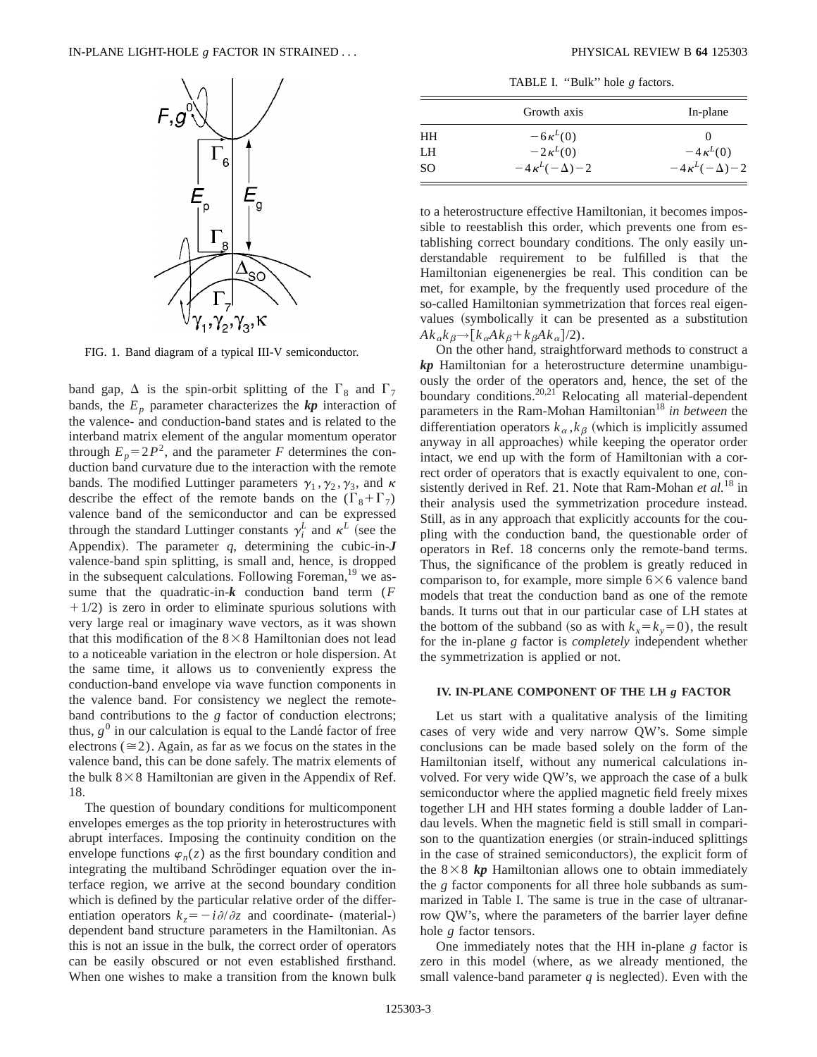FIG. 1. Band diagram of a typical III-V semiconductor.

TABLE I. "Bulk" hole $g$ factors.

| | Growth axis | In-plane |
|---|---|---|
| HH | $-6\kappa^L(0)$ | 0 |
| LH | $-2\kappa^L(0)$ | $-4\kappa^L(0)$ |
| SO | $-4\kappa^L(-\Delta)-2$ | $-4\kappa^L(-\Delta)-2$ |

band gap, $\Delta$ is the spin-orbit splitting of the $\Gamma_8$ and $\Gamma_7$ bands, the $E_p$ parameter characterizes the ***kp*** interaction of the valence- and conduction-band states and is related to the interband matrix element of the angular momentum operator through $E_p = 2P^2$, and the parameter $F$ determines the conduction band curvature due to the interaction with the remote bands. The modified Luttinger parameters $\gamma_1, \gamma_2, \gamma_3$, and $\kappa$ describe the effect of the remote bands on the $(\Gamma_8 + \Gamma_7)$ valence band of the semiconductor and can be expressed through the standard Luttinger constants $\gamma_i^L$ and $\kappa^L$ (see the Appendix). The parameter $q$, determining the cubic-in-$\boldsymbol{J}$ valence-band spin splitting, is small and, hence, is dropped in the subsequent calculations. Following Foreman,[19] we assume that the quadratic-in-$\boldsymbol{k}$ conduction band term $(F + 1/2)$ is zero in order to eliminate spurious solutions with very large real or imaginary wave vectors, as it was shown that this modification of the $8\times 8$ Hamiltonian does not lead to a noticeable variation in the electron or hole dispersion. At the same time, it allows us to conveniently express the conduction-band envelope via wave function components in the valence band. For consistency we neglect the remote-band contributions to the $g$ factor of conduction electrons; thus, $g^0$ in our calculation is equal to the Landé factor of free electrons $(\cong 2)$. Again, as far as we focus on the states in the valence band, this can be done safely. The matrix elements of the bulk $8\times 8$ Hamiltonian are given in the Appendix of Ref. 18.

The question of boundary conditions for multicomponent envelopes emerges as the top priority in heterostructures with abrupt interfaces. Imposing the continuity condition on the envelope functions $\varphi_n(z)$ as the first boundary condition and integrating the multiband Schrödinger equation over the interface region, we arrive at the second boundary condition which is defined by the particular relative order of the differentiation operators $k_z = -i\partial/\partial z$ and coordinate- (material-) dependent band structure parameters in the Hamiltonian. As this is not an issue in the bulk, the correct order of operators can be easily obscured or not even established firsthand. When one wishes to make a transition from the known bulk to a heterostructure effective Hamiltonian, it becomes impossible to reestablish this order, which prevents one from establishing correct boundary conditions. The only easily understandable requirement to be fulfilled is that the Hamiltonian eigenenergies be real. This condition can be met, for example, by the frequently used procedure of the so-called Hamiltonian symmetrization that forces real eigenvalues (symbolically it can be presented as a substitution $Ak_\alpha k_\beta \rightarrow [k_\alpha A k_\beta + k_\beta A k_\alpha]/2$).

On the other hand, straightforward methods to construct a ***kp*** Hamiltonian for a heterostructure determine unambiguously the order of the operators and, hence, the set of the boundary conditions.[20,21] Relocating all material-dependent parameters in the Ram-Mohan Hamiltonian[18] *in between* the differentiation operators $k_\alpha, k_\beta$ (which is implicitly assumed anyway in all approaches) while keeping the operator order intact, we end up with the form of Hamiltonian with a correct order of operators that is exactly equivalent to one, consistently derived in Ref. 21. Note that Ram-Mohan *et al.*[18] in their analysis used the symmetrization procedure instead. Still, as in any approach that explicitly accounts for the coupling with the conduction band, the questionable order of operators in Ref. 18 concerns only the remote-band terms. Thus, the significance of the problem is greatly reduced in comparison to, for example, more simple $6\times 6$ valence band models that treat the conduction band as one of the remote bands. It turns out that in our particular case of LH states at the bottom of the subband (so as with $k_x = k_y = 0$), the result for the in-plane $g$ factor is *completely* independent whether the symmetrization is applied or not.

## IV. IN-PLANE COMPONENT OF THE LH $g$ FACTOR

Let us start with a qualitative analysis of the limiting cases of very wide and very narrow QW's. Some simple conclusions can be made based solely on the form of the Hamiltonian itself, without any numerical calculations involved. For very wide QW's, we approach the case of a bulk semiconductor where the applied magnetic field freely mixes together LH and HH states forming a double ladder of Landau levels. When the magnetic field is still small in comparison to the quantization energies (or strain-induced splittings in the case of strained semiconductors), the explicit form of the $8\times 8$ ***kp*** Hamiltonian allows one to obtain immediately the $g$ factor components for all three hole subbands as summarized in Table I. The same is true in the case of ultranarrow QW's, where the parameters of the barrier layer define hole $g$ factor tensors.

One immediately notes that the HH in-plane $g$ factor is zero in this model (where, as we already mentioned, the small valence-band parameter $q$ is neglected). Even with the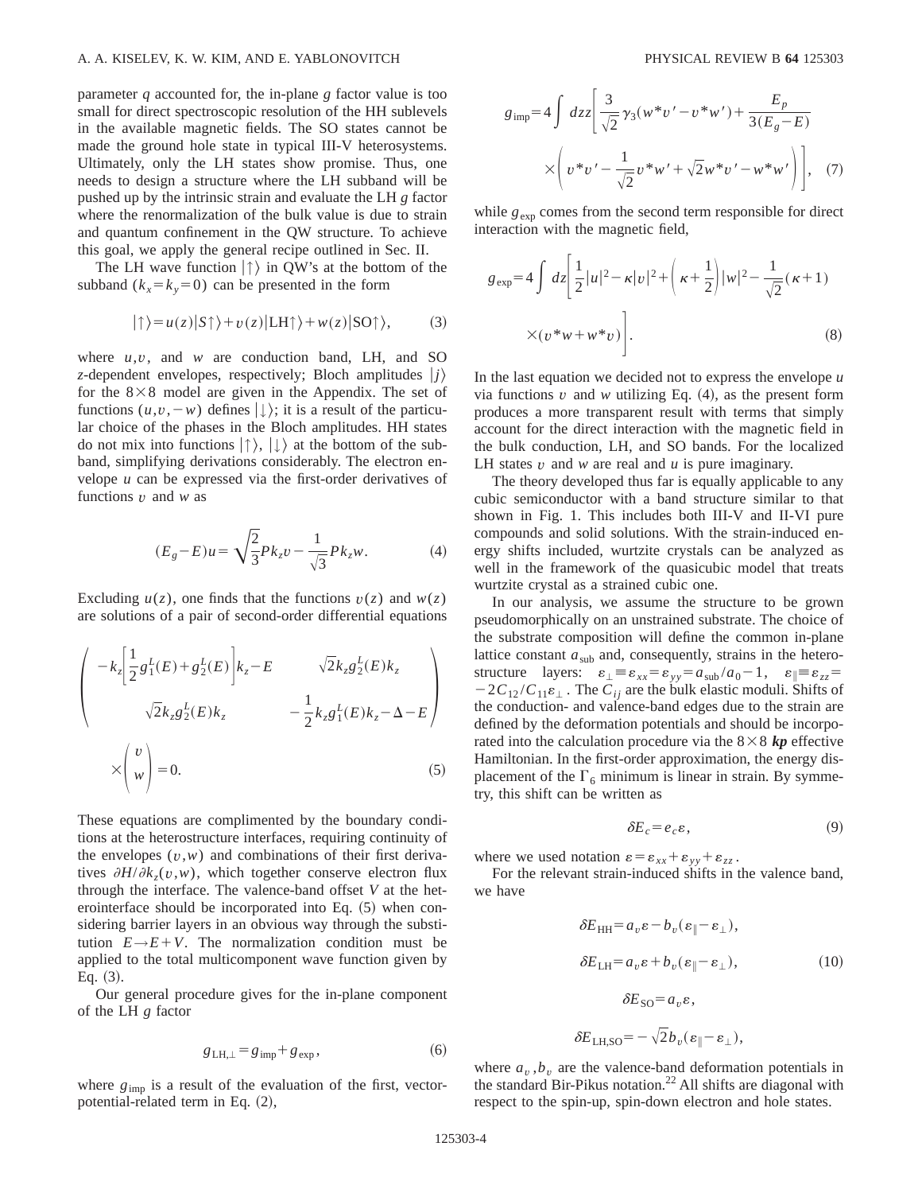parameter $q$ accounted for, the in-plane $g$ factor value is too small for direct spectroscopic resolution of the HH sublevels in the available magnetic fields. The SO states cannot be made the ground hole state in typical III-V heterosystems. Ultimately, only the LH states show promise. Thus, one needs to design a structure where the LH subband will be pushed up by the intrinsic strain and evaluate the LH $g$ factor where the renormalization of the bulk value is due to strain and quantum confinement in the QW structure. To achieve this goal, we apply the general recipe outlined in Sec. II.

The LH wave function $|\uparrow\rangle$ in QW's at the bottom of the subband ($k_x = k_y = 0$) can be presented in the form

$$|\uparrow\rangle = u(z)|S\uparrow\rangle + v(z)|\text{LH}\uparrow\rangle + w(z)|\text{SO}\uparrow\rangle, \tag{3}$$

where $u, v$, and $w$ are conduction band, LH, and SO $z$-dependent envelopes, respectively; Bloch amplitudes $|j\rangle$ for the $8\times 8$ model are given in the Appendix. The set of functions $(u, v, -w)$ defines $|\downarrow\rangle$; it is a result of the particular choice of the phases in the Bloch amplitudes. HH states do not mix into functions $|\uparrow\rangle$, $|\downarrow\rangle$ at the bottom of the subband, simplifying derivations considerably. The electron envelope $u$ can be expressed via the first-order derivatives of functions $v$ and $w$ as

$$(E_g - E)u = \sqrt{\frac{2}{3}}Pk_z v - \frac{1}{\sqrt{3}}Pk_z w. \tag{4}$$

Excluding $u(z)$, one finds that the functions $v(z)$ and $w(z)$ are solutions of a pair of second-order differential equations

$$\begin{pmatrix} -k_z\left[\frac{1}{2}g_1^L(E) + g_2^L(E)\right]k_z - E & \sqrt{2}k_z g_2^L(E)k_z \\ \sqrt{2}k_z g_2^L(E)k_z & -\frac{1}{2}k_z g_1^L(E)k_z - \Delta - E \end{pmatrix} \times \begin{pmatrix} v \\ w \end{pmatrix} = 0. \tag{5}$$

These equations are complimented by the boundary conditions at the heterostructure interfaces, requiring continuity of the envelopes $(v,w)$ and combinations of their first derivatives $\partial H/\partial k_z(v,w)$, which together conserve electron flux through the interface. The valence-band offset $V$ at the heterointerface should be incorporated into Eq. (5) when considering barrier layers in an obvious way through the substitution $E \rightarrow E + V$. The normalization condition must be applied to the total multicomponent wave function given by Eq. (3).

Our general procedure gives for the in-plane component of the LH $g$ factor

$$g_{\text{LH},\perp} = g_{\text{imp}} + g_{\text{exp}}, \tag{6}$$

where $g_{\text{imp}}$ is a result of the evaluation of the first, vector-potential-related term in Eq. (2),

$$g_{\text{imp}} = 4\int dz z\left[\frac{3}{\sqrt{2}}\gamma_3(w^* v' - v^* w') + \frac{E_p}{3(E_g - E)} \times \left(v^* v' - \frac{1}{\sqrt{2}}v^* w' + \sqrt{2}w^* v' - w^* w'\right)\right], \tag{7}$$

while $g_{\text{exp}}$ comes from the second term responsible for direct interaction with the magnetic field,

$$g_{\text{exp}} = 4\int dz\left[\frac{1}{2}|u|^2 - \kappa|v|^2 + \left(\kappa + \frac{1}{2}\right)|w|^2 - \frac{1}{\sqrt{2}}(\kappa + 1) \times (v^* w + w^* v)\right]. \tag{8}$$

In the last equation we decided not to express the envelope $u$ via functions $v$ and $w$ utilizing Eq. (4), as the present form produces a more transparent result with terms that simply account for the direct interaction with the magnetic field in the bulk conduction, LH, and SO bands. For the localized LH states $v$ and $w$ are real and $u$ is pure imaginary.

The theory developed thus far is equally applicable to any cubic semiconductor with a band structure similar to that shown in Fig. 1. This includes both III-V and II-VI pure compounds and solid solutions. With the strain-induced energy shifts included, wurtzite crystals can be analyzed as well in the framework of the quasicubic model that treats wurtzite crystal as a strained cubic one.

In our analysis, we assume the structure to be grown pseudomorphically on an unstrained substrate. The choice of the substrate composition will define the common in-plane lattice constant $a_{\text{sub}}$ and, consequently, strains in the heterostructure layers: $\varepsilon_\perp \equiv \varepsilon_{xx} = \varepsilon_{yy} = a_{\text{sub}}/a_0 - 1$, $\varepsilon_\parallel \equiv \varepsilon_{zz} = -2C_{12}/C_{11}\varepsilon_\perp$. The $C_{ij}$ are the bulk elastic moduli. Shifts of the conduction- and valence-band edges due to the strain are defined by the deformation potentials and should be incorporated into the calculation procedure via the $8\times 8$ ***kp*** effective Hamiltonian. In the first-order approximation, the energy displacement of the $\Gamma_6$ minimum is linear in strain. By symmetry, this shift can be written as

$$\delta E_c = e_c \varepsilon, \tag{9}$$

where we used notation $\varepsilon = \varepsilon_{xx} + \varepsilon_{yy} + \varepsilon_{zz}$.

For the relevant strain-induced shifts in the valence band, we have

$$\begin{aligned} \delta E_{\text{HH}} &= a_v \varepsilon - b_v(\varepsilon_\parallel - \varepsilon_\perp), \\ \delta E_{\text{LH}} &= a_v \varepsilon + b_v(\varepsilon_\parallel - \varepsilon_\perp), \\ \delta E_{\text{SO}} &= a_v \varepsilon, \\ \delta E_{\text{LH,SO}} &= -\sqrt{2}b_v(\varepsilon_\parallel - \varepsilon_\perp), \end{aligned} \tag{10}$$

where $a_v, b_v$ are the valence-band deformation potentials in the standard Bir-Pikus notation.[22] All shifts are diagonal with respect to the spin-up, spin-down electron and hole states.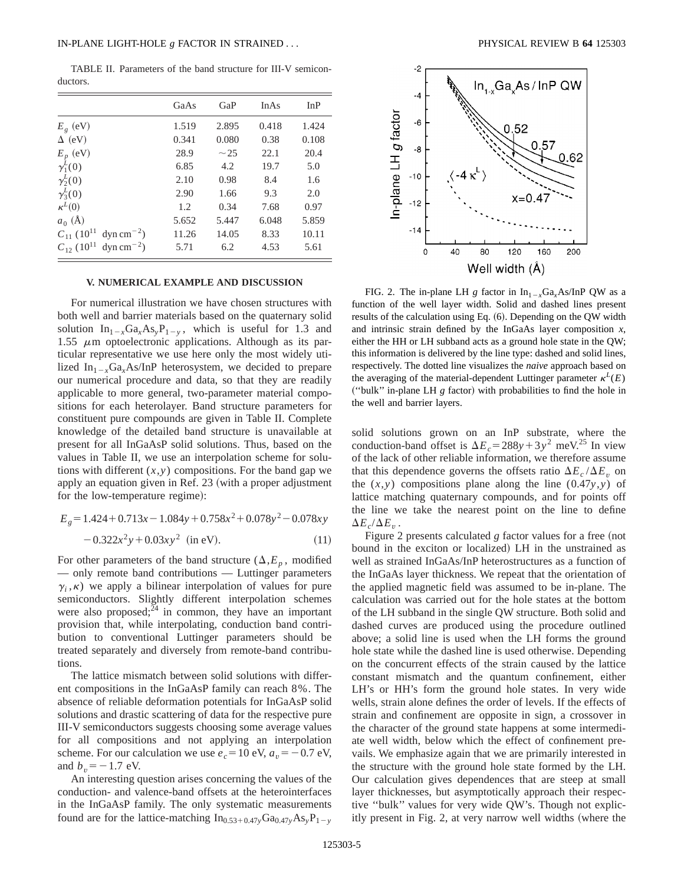TABLE II. Parameters of the band structure for III-V semiconductors.

| | GaAs | GaP | InAs | InP |
|---|---|---|---|---|
| $E_g$ (eV) | 1.519 | 2.895 | 0.418 | 1.424 |
| $\Delta$ (eV) | 0.341 | 0.080 | 0.38 | 0.108 |
| $E_p$ (eV) | 28.9 | $\sim$25 | 22.1 | 20.4 |
| $\gamma_1^L(0)$ | 6.85 | 4.2 | 19.7 | 5.0 |
| $\gamma_2^L(0)$ | 2.10 | 0.98 | 8.4 | 1.6 |
| $\gamma_3^L(0)$ | 2.90 | 1.66 | 9.3 | 2.0 |
| $\kappa^L(0)$ | 1.2 | 0.34 | 7.68 | 0.97 |
| $a_0$ (Å) | 5.652 | 5.447 | 6.048 | 5.859 |
| $C_{11}$ ($10^{11}$ dyn cm$^{-2}$) | 11.26 | 14.05 | 8.33 | 10.11 |
| $C_{12}$ ($10^{11}$ dyn cm$^{-2}$) | 5.71 | 6.2 | 4.53 | 5.61 |

## V. NUMERICAL EXAMPLE AND DISCUSSION

For numerical illustration we have chosen structures with both well and barrier materials based on the quaternary solid solution $In_{1-x}Ga_xAs_yP_{1-y}$, which is useful for 1.3 and 1.55 $\mu$m optoelectronic applications. Although as its particular representative we use here only the most widely utilized $In_{1-x}Ga_xAs$/InP heterosystem, we decided to prepare our numerical procedure and data, so that they are readily applicable to more general, two-parameter material compositions for each heterolayer. Band structure parameters for constituent pure compounds are given in Table II. Complete knowledge of the detailed band structure is unavailable at present for all InGaAsP solid solutions. Thus, based on the values in Table II, we use an interpolation scheme for solutions with different $(x,y)$ compositions. For the band gap we apply an equation given in Ref. 23 (with a proper adjustment for the low-temperature regime):

$$E_g = 1.424 + 0.713x - 1.084y + 0.758x^2 + 0.078y^2 - 0.078xy - 0.322x^2y + 0.03xy^2 \quad \text{(in eV)}. \tag{11}$$

For other parameters of the band structure ($\Delta, E_p$, modified — only remote band contributions — Luttinger parameters $\gamma_i, \kappa$) we apply a bilinear interpolation of values for pure semiconductors. Slightly different interpolation schemes were also proposed;[24] in common, they have an important provision that, while interpolating, conduction band contribution to conventional Luttinger parameters should be treated separately and diversely from remote-band contributions.

The lattice mismatch between solid solutions with different compositions in the InGaAsP family can reach 8%. The absence of reliable deformation potentials for InGaAsP solid solutions and drastic scattering of data for the respective pure III-V semiconductors suggests choosing some average values for all compositions and not applying an interpolation scheme. For our calculation we use $e_c = 10$ eV, $a_v = -0.7$ eV, and $b_v = -1.7$ eV.

An interesting question arises concerning the values of the conduction- and valence-band offsets at the heterointerfaces in the InGaAsP family. The only systematic measurements found are for the lattice-matching $In_{0.53+0.47y}Ga_{0.47y}As_yP_{1-y}$ solid solutions grown on an InP substrate, where the conduction-band offset is $\Delta E_c = 288y + 3y^2$ meV.[25] In view of the lack of other reliable information, we therefore assume that this dependence governs the offsets ratio $\Delta E_c / \Delta E_v$ on the $(x,y)$ compositions plane along the line $(0.47y, y)$ of lattice matching quaternary compounds, and for points off the line we take the nearest point on the line to define $\Delta E_c / \Delta E_v$.

FIG. 2. The in-plane LH $g$ factor in $In_{1-x}Ga_xAs$/InP QW as a function of the well layer width. Solid and dashed lines present results of the calculation using Eq. (6). Depending on the QW width and intrinsic strain defined by the InGaAs layer composition $x$, either the HH or LH subband acts as a ground hole state in the QW; this information is delivered by the line type: dashed and solid lines, respectively. The dotted line visualizes the *naive* approach based on the averaging of the material-dependent Luttinger parameter $\kappa^L(E)$ ("bulk" in-plane LH $g$ factor) with probabilities to find the hole in the well and barrier layers.

Figure 2 presents calculated $g$ factor values for a free (not bound in the exciton or localized) LH in the unstrained as well as strained InGaAs/InP heterostructures as a function of the InGaAs layer thickness. We repeat that the orientation of the applied magnetic field was assumed to be in-plane. The calculation was carried out for the hole states at the bottom of the LH subband in the single QW structure. Both solid and dashed curves are produced using the procedure outlined above; a solid line is used when the LH forms the ground hole state while the dashed line is used otherwise. Depending on the concurrent effects of the strain caused by the lattice constant mismatch and the quantum confinement, either LH's or HH's form the ground hole states. In very wide wells, strain alone defines the order of levels. If the effects of strain and confinement are opposite in sign, a crossover in the character of the ground state happens at some intermediate well width, below which the effect of confinement prevails. We emphasize again that we are primarily interested in the structure with the ground hole state formed by the LH. Our calculation gives dependences that are steep at small layer thicknesses, but asymptotically approach their respective "bulk" values for very wide QW's. Though not explicitly present in Fig. 2, at very narrow well widths (where the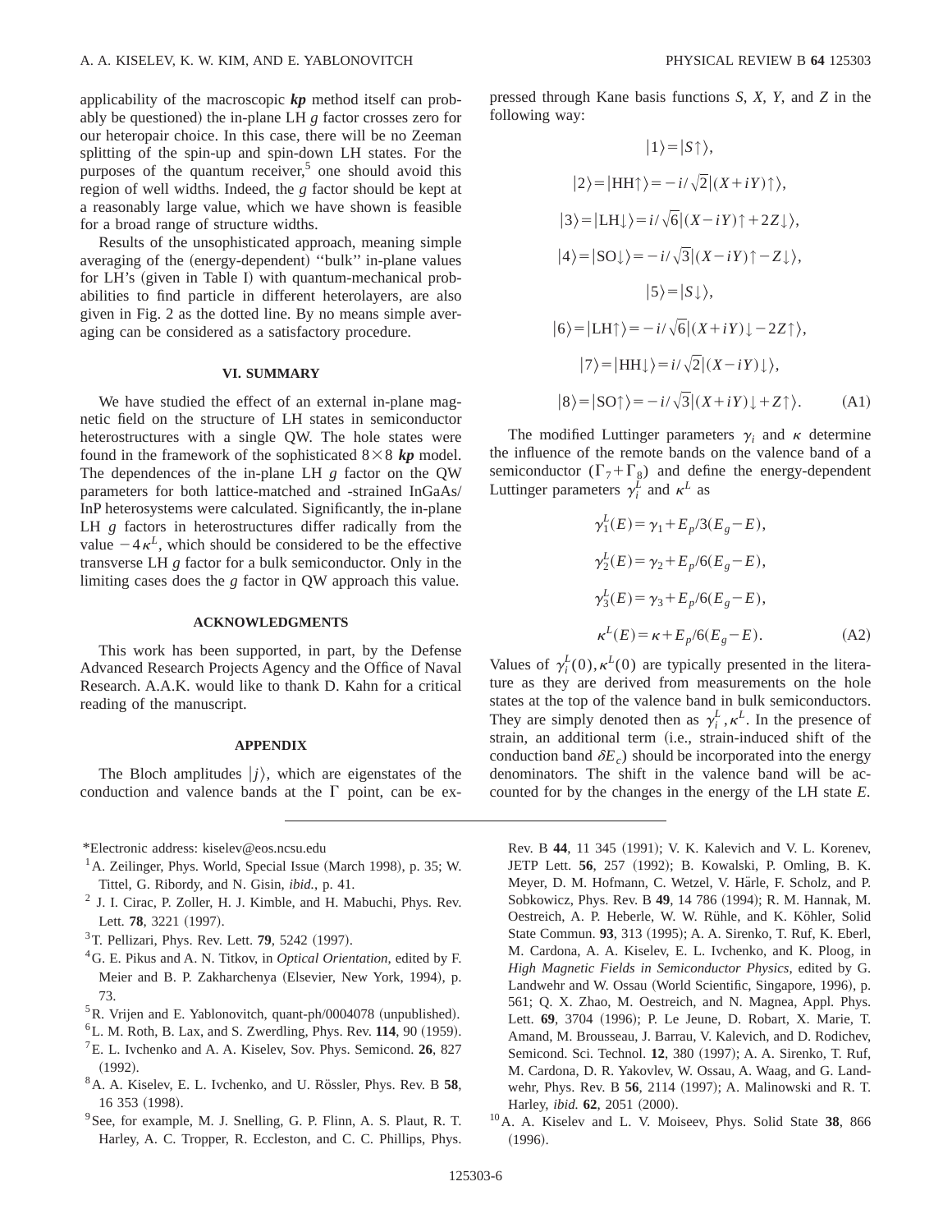applicability of the macroscopic ***kp*** method itself can probably be questioned) the in-plane LH $g$ factor crosses zero for our heteropair choice. In this case, there will be no Zeeman splitting of the spin-up and spin-down LH states. For the purposes of the quantum receiver,[5] one should avoid this region of well widths. Indeed, the $g$ factor should be kept at a reasonably large value, which we have shown is feasible for a broad range of structure widths.

Results of the unsophisticated approach, meaning simple averaging of the (energy-dependent) ''bulk'' in-plane values for LH's (given in Table I) with quantum-mechanical probabilities to find particle in different heterolayers, are also given in Fig. 2 as the dotted line. By no means simple averaging can be considered as a satisfactory procedure.

## VI. SUMMARY

We have studied the effect of an external in-plane magnetic field on the structure of LH states in semiconductor heterostructures with a single QW. The hole states were found in the framework of the sophisticated $8\times 8$ ***kp*** model. The dependences of the in-plane LH $g$ factor on the QW parameters for both lattice-matched and -strained InGaAs/InP heterosystems were calculated. Significantly, the in-plane LH $g$ factors in heterostructures differ radically from the value $-4\kappa^L$, which should be considered to be the effective transverse LH $g$ factor for a bulk semiconductor. Only in the limiting cases does the $g$ factor in QW approach this value.

## ACKNOWLEDGMENTS

This work has been supported, in part, by the Defense Advanced Research Projects Agency and the Office of Naval Research. A.A.K. would like to thank D. Kahn for a critical reading of the manuscript.

## APPENDIX

The Bloch amplitudes $|j\rangle$, which are eigenstates of the conduction and valence bands at the $\Gamma$ point, can be expressed through Kane basis functions $S$, $X$, $Y$, and $Z$ in the following way:

$$
\begin{aligned}
|1\rangle &= |S\uparrow\rangle,\\
|2\rangle &= |\mathrm{HH}\uparrow\rangle = -i/\sqrt{2}|(X+iY)\uparrow\rangle,\\
|3\rangle &= |\mathrm{LH}\downarrow\rangle = i/\sqrt{6}|(X-iY)\uparrow + 2Z\downarrow\rangle,\\
|4\rangle &= |\mathrm{SO}\downarrow\rangle = -i/\sqrt{3}|(X-iY)\uparrow - Z\downarrow\rangle,\\
|5\rangle &= |S\downarrow\rangle,\\
|6\rangle &= |\mathrm{LH}\uparrow\rangle = -i/\sqrt{6}|(X+iY)\downarrow - 2Z\uparrow\rangle,\\
|7\rangle &= |\mathrm{HH}\downarrow\rangle = i/\sqrt{2}|(X-iY)\downarrow\rangle,\\
|8\rangle &= |\mathrm{SO}\uparrow\rangle = -i/\sqrt{3}|(X+iY)\downarrow + Z\uparrow\rangle.
\end{aligned}
\tag{A1}
$$

The modified Luttinger parameters $\gamma_i$ and $\kappa$ determine the influence of the remote bands on the valence band of a semiconductor $(\Gamma_7+\Gamma_8)$ and define the energy-dependent Luttinger parameters $\gamma_i^L$ and $\kappa^L$ as

$$
\begin{aligned}
\gamma_1^L(E) &= \gamma_1 + E_p/3(E_g - E),\\
\gamma_2^L(E) &= \gamma_2 + E_p/6(E_g - E),\\
\gamma_3^L(E) &= \gamma_3 + E_p/6(E_g - E),\\
\kappa^L(E) &= \kappa + E_p/6(E_g - E).
\end{aligned}
\tag{A2}
$$

Values of $\gamma_i^L(0),\kappa^L(0)$ are typically presented in the literature as they are derived from measurements on the hole states at the top of the valence band in bulk semiconductors. They are simply denoted then as $\gamma_i^L,\kappa^L$. In the presence of strain, an additional term (i.e., strain-induced shift of the conduction band $\delta E_c$) should be incorporated into the energy denominators. The shift in the valence band will be accounted for by the changes in the energy of the LH state $E$.

---

*Electronic address: kiselev@eos.ncsu.edu

[1] A. Zeilinger, Phys. World, Special Issue (March 1998), p. 35; W. Tittel, G. Ribordy, and N. Gisin, *ibid.*, p. 41.

[2] J. I. Cirac, P. Zoller, H. J. Kimble, and H. Mabuchi, Phys. Rev. Lett. **78**, 3221 (1997).

[3] T. Pellizari, Phys. Rev. Lett. **79**, 5242 (1997).

[4] G. E. Pikus and A. N. Titkov, in *Optical Orientation*, edited by F. Meier and B. P. Zakharchenya (Elsevier, New York, 1994), p. 73.

[5] R. Vrijen and E. Yablonovitch, quant-ph/0004078 (unpublished).

[6] L. M. Roth, B. Lax, and S. Zwerdling, Phys. Rev. **114**, 90 (1959).

[7] E. L. Ivchenko and A. A. Kiselev, Sov. Phys. Semicond. **26**, 827 (1992).

[8] A. A. Kiselev, E. L. Ivchenko, and U. Rössler, Phys. Rev. B **58**, 16 353 (1998).

[9] See, for example, M. J. Snelling, G. P. Flinn, A. S. Plaut, R. T. Harley, A. C. Tropper, R. Eccleston, and C. C. Phillips, Phys. Rev. B **44**, 11 345 (1991); V. K. Kalevich and V. L. Korenev, JETP Lett. **56**, 257 (1992); B. Kowalski, P. Omling, B. K. Meyer, D. M. Hofmann, C. Wetzel, V. Härle, F. Scholz, and P. Sobkowicz, Phys. Rev. B **49**, 14 786 (1994); R. M. Hannak, M. Oestreich, A. P. Heberle, W. W. Rühle, and K. Köhler, Solid State Commun. **93**, 313 (1995); A. A. Sirenko, T. Ruf, K. Eberl, M. Cardona, A. A. Kiselev, E. L. Ivchenko, and K. Ploog, in *High Magnetic Fields in Semiconductor Physics*, edited by G. Landwehr and W. Ossau (World Scientific, Singapore, 1996), p. 561; Q. X. Zhao, M. Oestreich, and N. Magnea, Appl. Phys. Lett. **69**, 3704 (1996); P. Le Jeune, D. Robart, X. Marie, T. Amand, M. Brousseau, J. Barrau, V. Kalevich, and D. Rodichev, Semicond. Sci. Technol. **12**, 380 (1997); A. A. Sirenko, T. Ruf, M. Cardona, D. R. Yakovlev, W. Ossau, A. Waag, and G. Landwehr, Phys. Rev. B **56**, 2114 (1997); A. Malinowski and R. T. Harley, *ibid.* **62**, 2051 (2000).

[10] A. A. Kiselev and L. V. Moiseev, Phys. Solid State **38**, 866 (1996).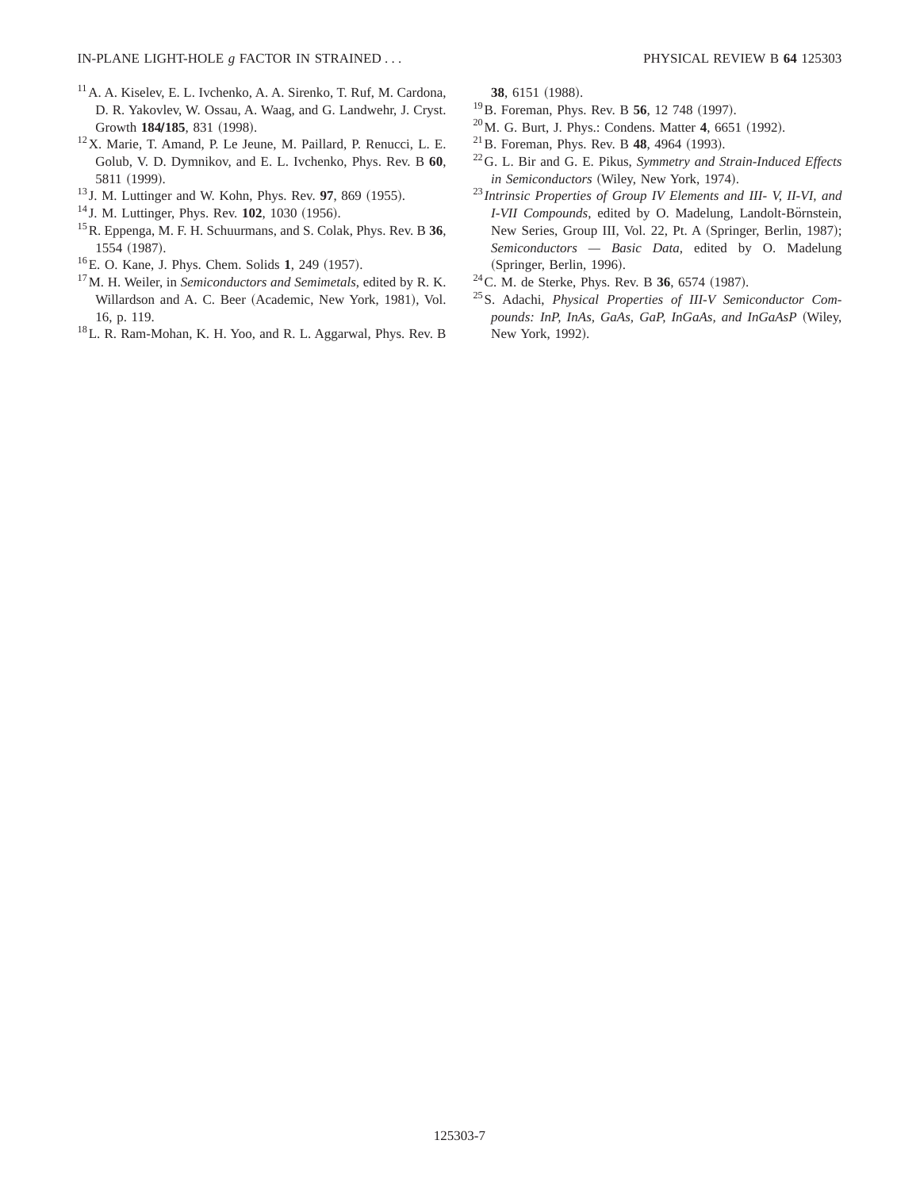[11] A. A. Kiselev, E. L. Ivchenko, A. A. Sirenko, T. Ruf, M. Cardona, D. R. Yakovlev, W. Ossau, A. Waag, and G. Landwehr, J. Cryst. Growth **184/185**, 831 (1998).

[12] X. Marie, T. Amand, P. Le Jeune, M. Paillard, P. Renucci, L. E. Golub, V. D. Dymnikov, and E. L. Ivchenko, Phys. Rev. B **60**, 5811 (1999).

[13] J. M. Luttinger and W. Kohn, Phys. Rev. **97**, 869 (1955).

[14] J. M. Luttinger, Phys. Rev. **102**, 1030 (1956).

[15] R. Eppenga, M. F. H. Schuurmans, and S. Colak, Phys. Rev. B **36**, 1554 (1987).

[16] E. O. Kane, J. Phys. Chem. Solids **1**, 249 (1957).

[17] M. H. Weiler, in *Semiconductors and Semimetals*, edited by R. K. Willardson and A. C. Beer (Academic, New York, 1981), Vol. 16, p. 119.

[18] L. R. Ram-Mohan, K. H. Yoo, and R. L. Aggarwal, Phys. Rev. B **38**, 6151 (1988).

[19] B. Foreman, Phys. Rev. B **56**, 12 748 (1997).

[20] M. G. Burt, J. Phys.: Condens. Matter **4**, 6651 (1992).

[21] B. Foreman, Phys. Rev. B **48**, 4964 (1993).

[22] G. L. Bir and G. E. Pikus, *Symmetry and Strain-Induced Effects in Semiconductors* (Wiley, New York, 1974).

[23] *Intrinsic Properties of Group IV Elements and III- V, II-VI, and I-VII Compounds*, edited by O. Madelung, Landolt-Börnstein, New Series, Group III, Vol. 22, Pt. A (Springer, Berlin, 1987); *Semiconductors — Basic Data*, edited by O. Madelung (Springer, Berlin, 1996).

[24] C. M. de Sterke, Phys. Rev. B **36**, 6574 (1987).

[25] S. Adachi, *Physical Properties of III-V Semiconductor Compounds: InP, InAs, GaAs, GaP, InGaAs, and InGaAsP* (Wiley, New York, 1992).